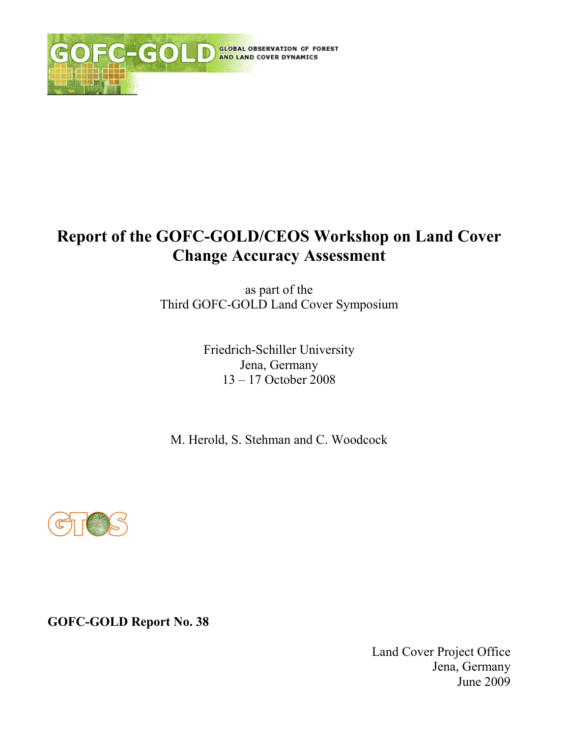GOFC-GOLD GLOBAL OBSERVATION OF FOREST AND LAND COVER DYNAMICS

# Report of the GOFC-GOLD/CEOS Workshop on Land Cover Change Accuracy Assessment

as part of the
Third GOFC-GOLD Land Cover Symposium

Friedrich-Schiller University
Jena, Germany
13 – 17 October 2008

M. Herold, S. Stehman and C. Woodcock

GTOS

**GOFC-GOLD Report No. 38**

Land Cover Project Office
Jena, Germany
June 2009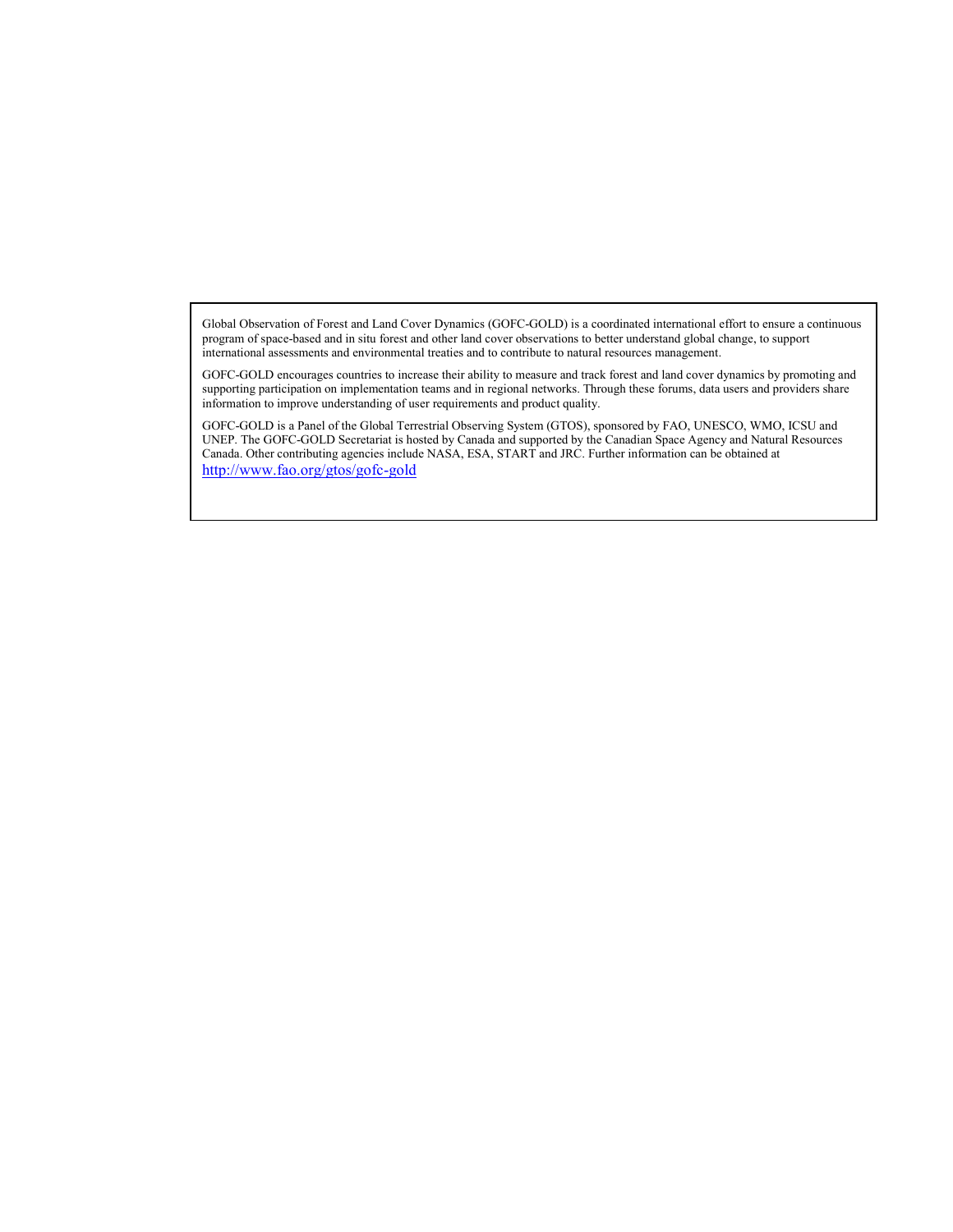Global Observation of Forest and Land Cover Dynamics (GOFC-GOLD) is a coordinated international effort to ensure a continuous program of space-based and in situ forest and other land cover observations to better understand global change, to support international assessments and environmental treaties and to contribute to natural resources management.

GOFC-GOLD encourages countries to increase their ability to measure and track forest and land cover dynamics by promoting and supporting participation on implementation teams and in regional networks. Through these forums, data users and providers share information to improve understanding of user requirements and product quality.

GOFC-GOLD is a Panel of the Global Terrestrial Observing System (GTOS), sponsored by FAO, UNESCO, WMO, ICSU and UNEP. The GOFC-GOLD Secretariat is hosted by Canada and supported by the Canadian Space Agency and Natural Resources Canada. Other contributing agencies include NASA, ESA, START and JRC. Further information can be obtained at http://www.fao.org/gtos/gofc-gold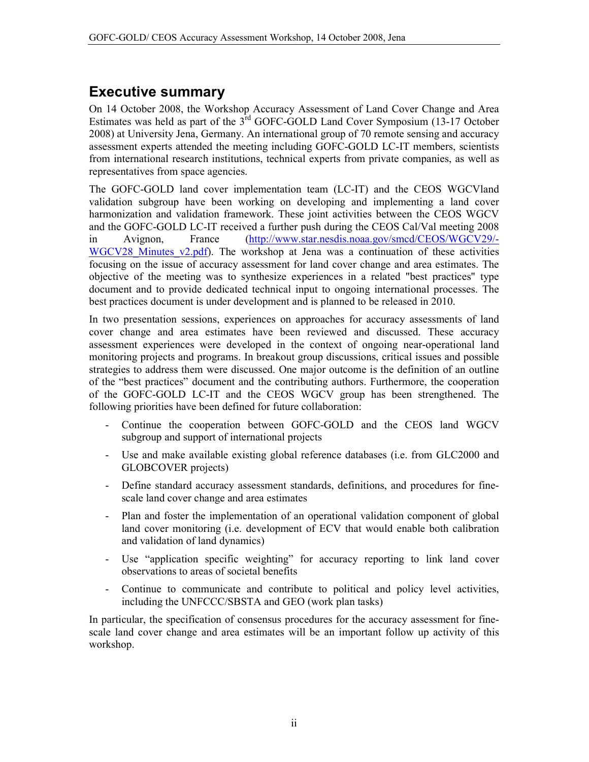## Executive summary

On 14 October 2008, the Workshop Accuracy Assessment of Land Cover Change and Area Estimates was held as part of the 3rd GOFC-GOLD Land Cover Symposium (13-17 October 2008) at University Jena, Germany. An international group of 70 remote sensing and accuracy assessment experts attended the meeting including GOFC-GOLD LC-IT members, scientists from international research institutions, technical experts from private companies, as well as representatives from space agencies.

The GOFC-GOLD land cover implementation team (LC-IT) and the CEOS WGCVland validation subgroup have been working on developing and implementing a land cover harmonization and validation framework. These joint activities between the CEOS WGCV and the GOFC-GOLD LC-IT received a further push during the CEOS Cal/Val meeting 2008 in Avignon, France (http://www.star.nesdis.noaa.gov/smcd/CEOS/WGCV29/-WGCV28_Minutes_v2.pdf). The workshop at Jena was a continuation of these activities focusing on the issue of accuracy assessment for land cover change and area estimates. The objective of the meeting was to synthesize experiences in a related "best practices" type document and to provide dedicated technical input to ongoing international processes. The best practices document is under development and is planned to be released in 2010.

In two presentation sessions, experiences on approaches for accuracy assessments of land cover change and area estimates have been reviewed and discussed. These accuracy assessment experiences were developed in the context of ongoing near-operational land monitoring projects and programs. In breakout group discussions, critical issues and possible strategies to address them were discussed. One major outcome is the definition of an outline of the "best practices" document and the contributing authors. Furthermore, the cooperation of the GOFC-GOLD LC-IT and the CEOS WGCV group has been strengthened. The following priorities have been defined for future collaboration:

- Continue the cooperation between GOFC-GOLD and the CEOS land WGCV subgroup and support of international projects
- Use and make available existing global reference databases (i.e. from GLC2000 and GLOBCOVER projects)
- Define standard accuracy assessment standards, definitions, and procedures for fine-scale land cover change and area estimates
- Plan and foster the implementation of an operational validation component of global land cover monitoring (i.e. development of ECV that would enable both calibration and validation of land dynamics)
- Use "application specific weighting" for accuracy reporting to link land cover observations to areas of societal benefits
- Continue to communicate and contribute to political and policy level activities, including the UNFCCC/SBSTA and GEO (work plan tasks)

In particular, the specification of consensus procedures for the accuracy assessment for fine-scale land cover change and area estimates will be an important follow up activity of this workshop.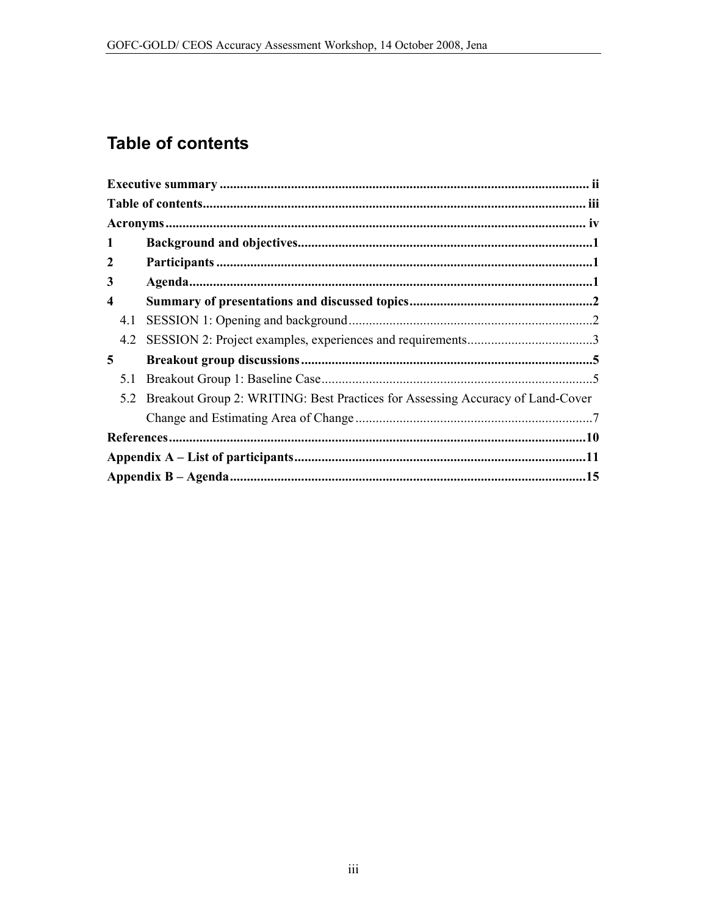# Table of contents

**Executive summary** ........................................................................................................ **ii**

**Table of contents**............................................................................................................ **iii**

**Acronyms**........................................................................................................................ **iv**

**1 Background and objectives**.....................................................................................**1**

**2 Participants** .............................................................................................................**1**

**3 Agenda**....................................................................................................................**1**

**4 Summary of presentations and discussed topics**.....................................................**2**

4.1 SESSION 1: Opening and background.......................................................................2

4.2 SESSION 2: Project examples, experiences and requirements....................................3

**5 Breakout group discussions**....................................................................................**5**

5.1 Breakout Group 1: Baseline Case...............................................................................5

5.2 Breakout Group 2: WRITING: Best Practices for Assessing Accuracy of Land-Cover Change and Estimating Area of Change.....................................................................7

**References**......................................................................................................................**10**

**Appendix A – List of participants**....................................................................................**11**

**Appendix B – Agenda**.....................................................................................................**15**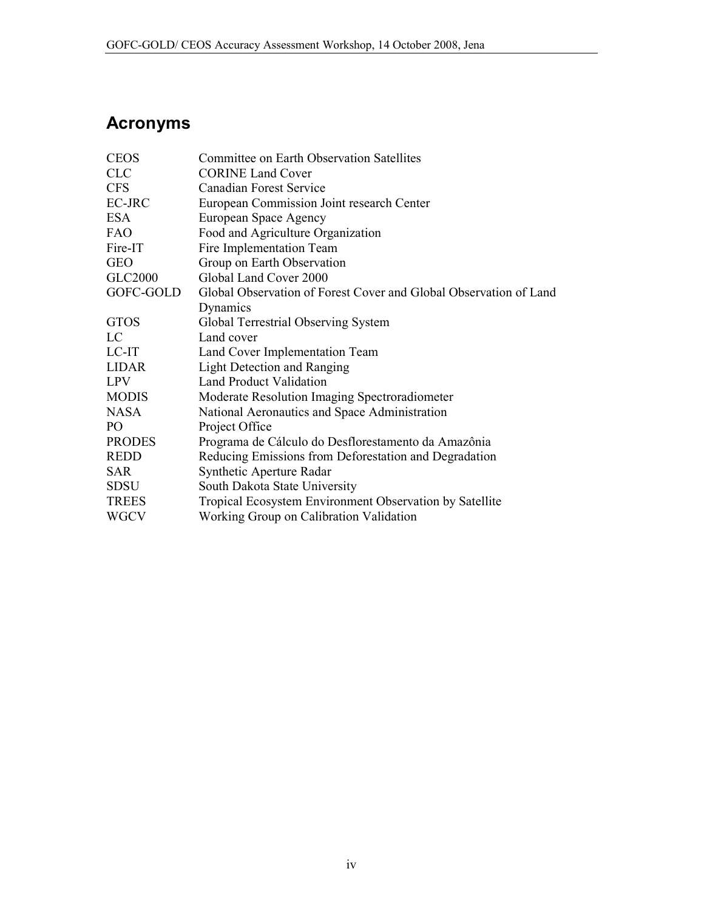## Acronyms

| | |
|---|---|
| CEOS | Committee on Earth Observation Satellites |
| CLC | CORINE Land Cover |
| CFS | Canadian Forest Service |
| EC-JRC | European Commission Joint research Center |
| ESA | European Space Agency |
| FAO | Food and Agriculture Organization |
| Fire-IT | Fire Implementation Team |
| GEO | Group on Earth Observation |
| GLC2000 | Global Land Cover 2000 |
| GOFC-GOLD | Global Observation of Forest Cover and Global Observation of Land Dynamics |
| GTOS | Global Terrestrial Observing System |
| LC | Land cover |
| LC-IT | Land Cover Implementation Team |
| LIDAR | Light Detection and Ranging |
| LPV | Land Product Validation |
| MODIS | Moderate Resolution Imaging Spectroradiometer |
| NASA | National Aeronautics and Space Administration |
| PO | Project Office |
| PRODES | Programa de Cálculo do Desflorestamento da Amazônia |
| REDD | Reducing Emissions from Deforestation and Degradation |
| SAR | Synthetic Aperture Radar |
| SDSU | South Dakota State University |
| TREES | Tropical Ecosystem Environment Observation by Satellite |
| WGCV | Working Group on Calibration Validation |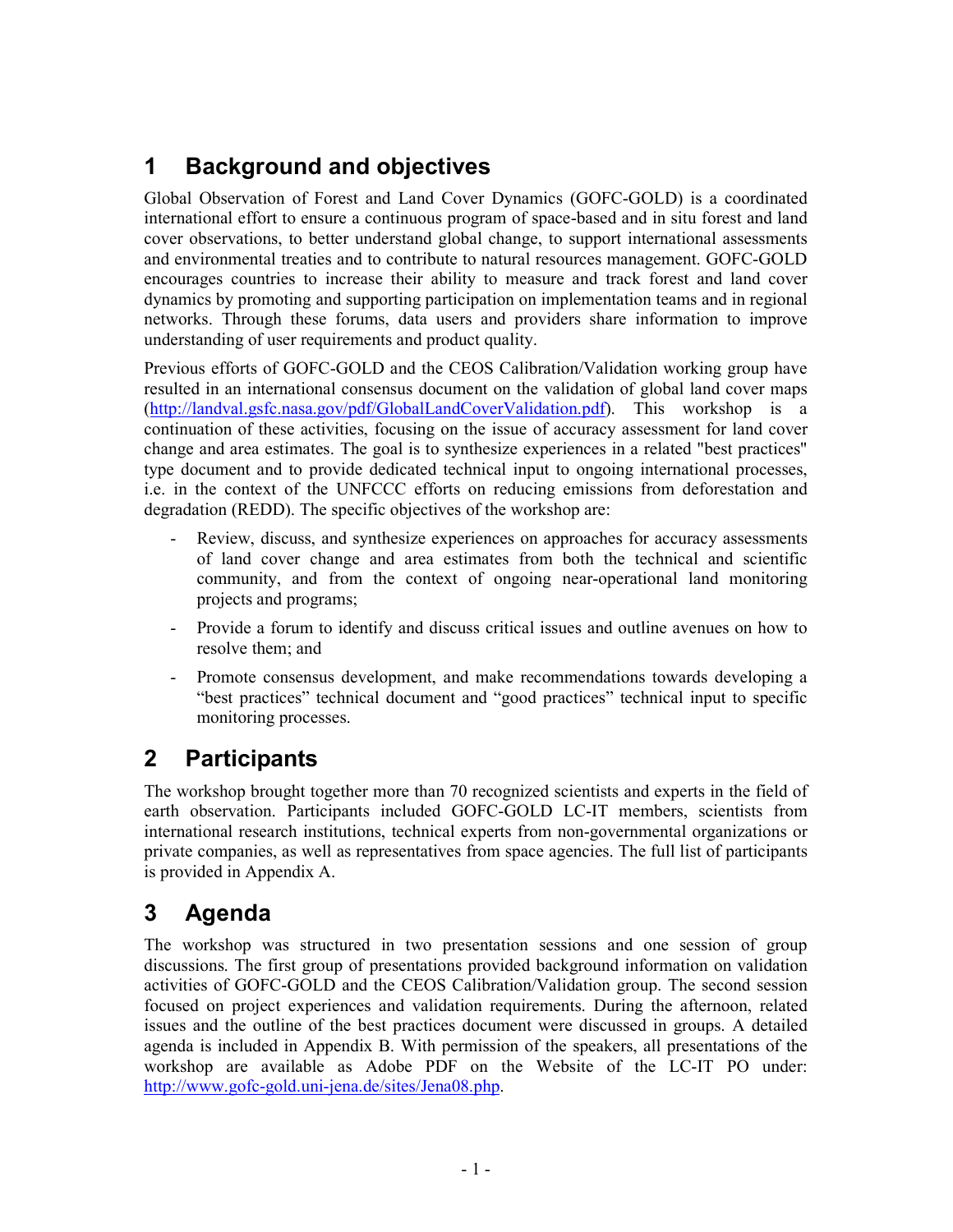# 1 Background and objectives

Global Observation of Forest and Land Cover Dynamics (GOFC-GOLD) is a coordinated international effort to ensure a continuous program of space-based and in situ forest and land cover observations, to better understand global change, to support international assessments and environmental treaties and to contribute to natural resources management. GOFC-GOLD encourages countries to increase their ability to measure and track forest and land cover dynamics by promoting and supporting participation on implementation teams and in regional networks. Through these forums, data users and providers share information to improve understanding of user requirements and product quality.

Previous efforts of GOFC-GOLD and the CEOS Calibration/Validation working group have resulted in an international consensus document on the validation of global land cover maps (http://landval.gsfc.nasa.gov/pdf/GlobalLandCoverValidation.pdf). This workshop is a continuation of these activities, focusing on the issue of accuracy assessment for land cover change and area estimates. The goal is to synthesize experiences in a related "best practices" type document and to provide dedicated technical input to ongoing international processes, i.e. in the context of the UNFCCC efforts on reducing emissions from deforestation and degradation (REDD). The specific objectives of the workshop are:

- Review, discuss, and synthesize experiences on approaches for accuracy assessments of land cover change and area estimates from both the technical and scientific community, and from the context of ongoing near-operational land monitoring projects and programs;
- Provide a forum to identify and discuss critical issues and outline avenues on how to resolve them; and
- Promote consensus development, and make recommendations towards developing a "best practices" technical document and "good practices" technical input to specific monitoring processes.

# 2 Participants

The workshop brought together more than 70 recognized scientists and experts in the field of earth observation. Participants included GOFC-GOLD LC-IT members, scientists from international research institutions, technical experts from non-governmental organizations or private companies, as well as representatives from space agencies. The full list of participants is provided in Appendix A.

# 3 Agenda

The workshop was structured in two presentation sessions and one session of group discussions. The first group of presentations provided background information on validation activities of GOFC-GOLD and the CEOS Calibration/Validation group. The second session focused on project experiences and validation requirements. During the afternoon, related issues and the outline of the best practices document were discussed in groups. A detailed agenda is included in Appendix B. With permission of the speakers, all presentations of the workshop are available as Adobe PDF on the Website of the LC-IT PO under: http://www.gofc-gold.uni-jena.de/sites/Jena08.php.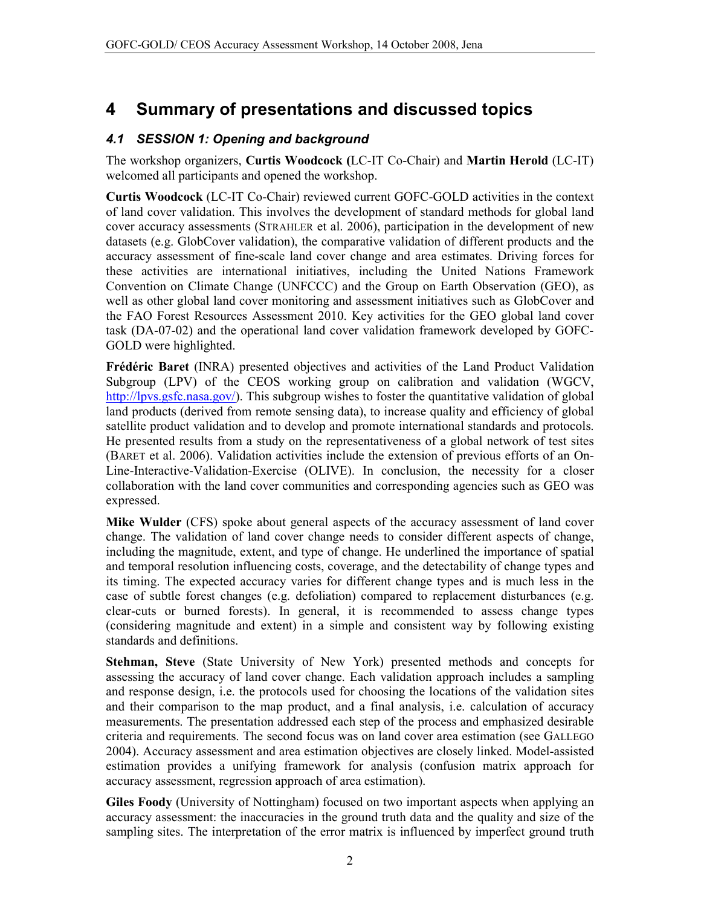# 4 Summary of presentations and discussed topics

## *4.1 SESSION 1: Opening and background*

The workshop organizers, **Curtis Woodcock (**LC-IT Co-Chair) and **Martin Herold** (LC-IT) welcomed all participants and opened the workshop.

**Curtis Woodcock** (LC-IT Co-Chair) reviewed current GOFC-GOLD activities in the context of land cover validation. This involves the development of standard methods for global land cover accuracy assessments (STRAHLER et al. 2006), participation in the development of new datasets (e.g. GlobCover validation), the comparative validation of different products and the accuracy assessment of fine-scale land cover change and area estimates. Driving forces for these activities are international initiatives, including the United Nations Framework Convention on Climate Change (UNFCCC) and the Group on Earth Observation (GEO), as well as other global land cover monitoring and assessment initiatives such as GlobCover and the FAO Forest Resources Assessment 2010. Key activities for the GEO global land cover task (DA-07-02) and the operational land cover validation framework developed by GOFC-GOLD were highlighted.

**Frédéric Baret** (INRA) presented objectives and activities of the Land Product Validation Subgroup (LPV) of the CEOS working group on calibration and validation (WGCV, http://lpvs.gsfc.nasa.gov/). This subgroup wishes to foster the quantitative validation of global land products (derived from remote sensing data), to increase quality and efficiency of global satellite product validation and to develop and promote international standards and protocols. He presented results from a study on the representativeness of a global network of test sites (BARET et al. 2006). Validation activities include the extension of previous efforts of an On-Line-Interactive-Validation-Exercise (OLIVE). In conclusion, the necessity for a closer collaboration with the land cover communities and corresponding agencies such as GEO was expressed.

**Mike Wulder** (CFS) spoke about general aspects of the accuracy assessment of land cover change. The validation of land cover change needs to consider different aspects of change, including the magnitude, extent, and type of change. He underlined the importance of spatial and temporal resolution influencing costs, coverage, and the detectability of change types and its timing. The expected accuracy varies for different change types and is much less in the case of subtle forest changes (e.g. defoliation) compared to replacement disturbances (e.g. clear-cuts or burned forests). In general, it is recommended to assess change types (considering magnitude and extent) in a simple and consistent way by following existing standards and definitions.

**Stehman, Steve** (State University of New York) presented methods and concepts for assessing the accuracy of land cover change. Each validation approach includes a sampling and response design, i.e. the protocols used for choosing the locations of the validation sites and their comparison to the map product, and a final analysis, i.e. calculation of accuracy measurements. The presentation addressed each step of the process and emphasized desirable criteria and requirements. The second focus was on land cover area estimation (see GALLEGO 2004). Accuracy assessment and area estimation objectives are closely linked. Model-assisted estimation provides a unifying framework for analysis (confusion matrix approach for accuracy assessment, regression approach of area estimation).

**Giles Foody** (University of Nottingham) focused on two important aspects when applying an accuracy assessment: the inaccuracies in the ground truth data and the quality and size of the sampling sites. The interpretation of the error matrix is influenced by imperfect ground truth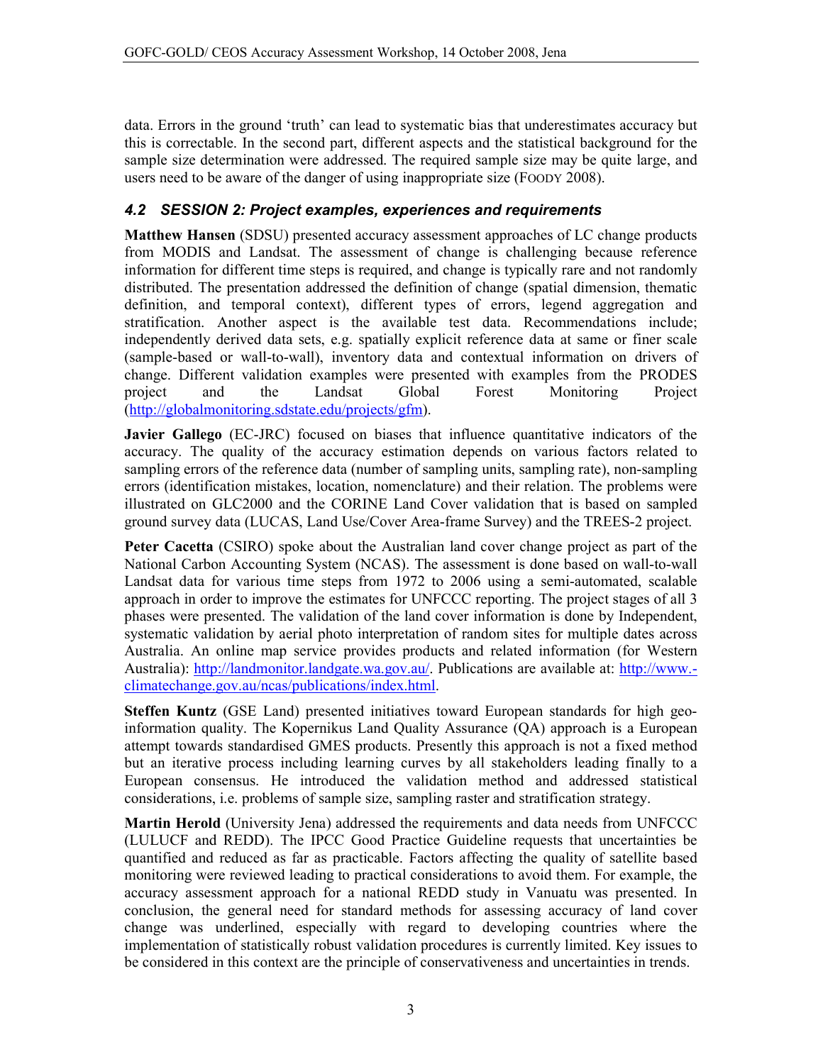data. Errors in the ground 'truth' can lead to systematic bias that underestimates accuracy but this is correctable. In the second part, different aspects and the statistical background for the sample size determination were addressed. The required sample size may be quite large, and users need to be aware of the danger of using inappropriate size (FOODY 2008).

### *4.2 SESSION 2: Project examples, experiences and requirements*

**Matthew Hansen** (SDSU) presented accuracy assessment approaches of LC change products from MODIS and Landsat. The assessment of change is challenging because reference information for different time steps is required, and change is typically rare and not randomly distributed. The presentation addressed the definition of change (spatial dimension, thematic definition, and temporal context), different types of errors, legend aggregation and stratification. Another aspect is the available test data. Recommendations include; independently derived data sets, e.g. spatially explicit reference data at same or finer scale (sample-based or wall-to-wall), inventory data and contextual information on drivers of change. Different validation examples were presented with examples from the PRODES project and the Landsat Global Forest Monitoring Project (http://globalmonitoring.sdstate.edu/projects/gfm).

**Javier Gallego** (EC-JRC) focused on biases that influence quantitative indicators of the accuracy. The quality of the accuracy estimation depends on various factors related to sampling errors of the reference data (number of sampling units, sampling rate), non-sampling errors (identification mistakes, location, nomenclature) and their relation. The problems were illustrated on GLC2000 and the CORINE Land Cover validation that is based on sampled ground survey data (LUCAS, Land Use/Cover Area-frame Survey) and the TREES-2 project.

**Peter Cacetta** (CSIRO) spoke about the Australian land cover change project as part of the National Carbon Accounting System (NCAS). The assessment is done based on wall-to-wall Landsat data for various time steps from 1972 to 2006 using a semi-automated, scalable approach in order to improve the estimates for UNFCCC reporting. The project stages of all 3 phases were presented. The validation of the land cover information is done by Independent, systematic validation by aerial photo interpretation of random sites for multiple dates across Australia. An online map service provides products and related information (for Western Australia): http://landmonitor.landgate.wa.gov.au/. Publications are available at: http://www.-climatechange.gov.au/ncas/publications/index.html.

**Steffen Kuntz** (GSE Land) presented initiatives toward European standards for high geo-information quality. The Kopernikus Land Quality Assurance (QA) approach is a European attempt towards standardised GMES products. Presently this approach is not a fixed method but an iterative process including learning curves by all stakeholders leading finally to a European consensus. He introduced the validation method and addressed statistical considerations, i.e. problems of sample size, sampling raster and stratification strategy.

**Martin Herold** (University Jena) addressed the requirements and data needs from UNFCCC (LULUCF and REDD). The IPCC Good Practice Guideline requests that uncertainties be quantified and reduced as far as practicable. Factors affecting the quality of satellite based monitoring were reviewed leading to practical considerations to avoid them. For example, the accuracy assessment approach for a national REDD study in Vanuatu was presented. In conclusion, the general need for standard methods for assessing accuracy of land cover change was underlined, especially with regard to developing countries where the implementation of statistically robust validation procedures is currently limited. Key issues to be considered in this context are the principle of conservativeness and uncertainties in trends.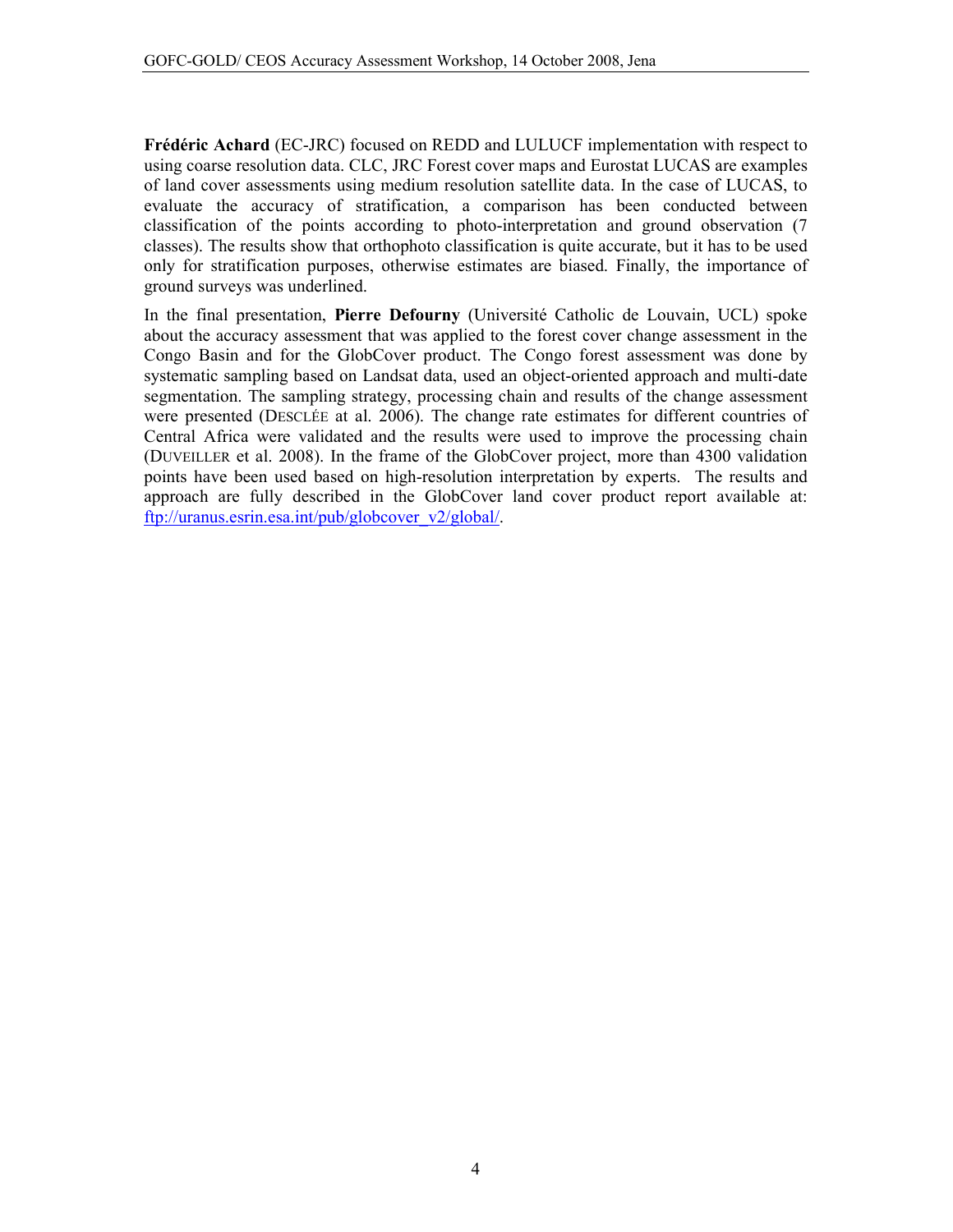**Frédéric Achard** (EC-JRC) focused on REDD and LULUCF implementation with respect to using coarse resolution data. CLC, JRC Forest cover maps and Eurostat LUCAS are examples of land cover assessments using medium resolution satellite data. In the case of LUCAS, to evaluate the accuracy of stratification, a comparison has been conducted between classification of the points according to photo-interpretation and ground observation (7 classes). The results show that orthophoto classification is quite accurate, but it has to be used only for stratification purposes, otherwise estimates are biased. Finally, the importance of ground surveys was underlined.

In the final presentation, **Pierre Defourny** (Université Catholic de Louvain, UCL) spoke about the accuracy assessment that was applied to the forest cover change assessment in the Congo Basin and for the GlobCover product. The Congo forest assessment was done by systematic sampling based on Landsat data, used an object-oriented approach and multi-date segmentation. The sampling strategy, processing chain and results of the change assessment were presented (DESCLÉE at al. 2006). The change rate estimates for different countries of Central Africa were validated and the results were used to improve the processing chain (DUVEILLER et al. 2008). In the frame of the GlobCover project, more than 4300 validation points have been used based on high-resolution interpretation by experts. The results and approach are fully described in the GlobCover land cover product report available at: [ftp://uranus.esrin.esa.int/pub/globcover_v2/global/](ftp://uranus.esrin.esa.int/pub/globcover_v2/global/).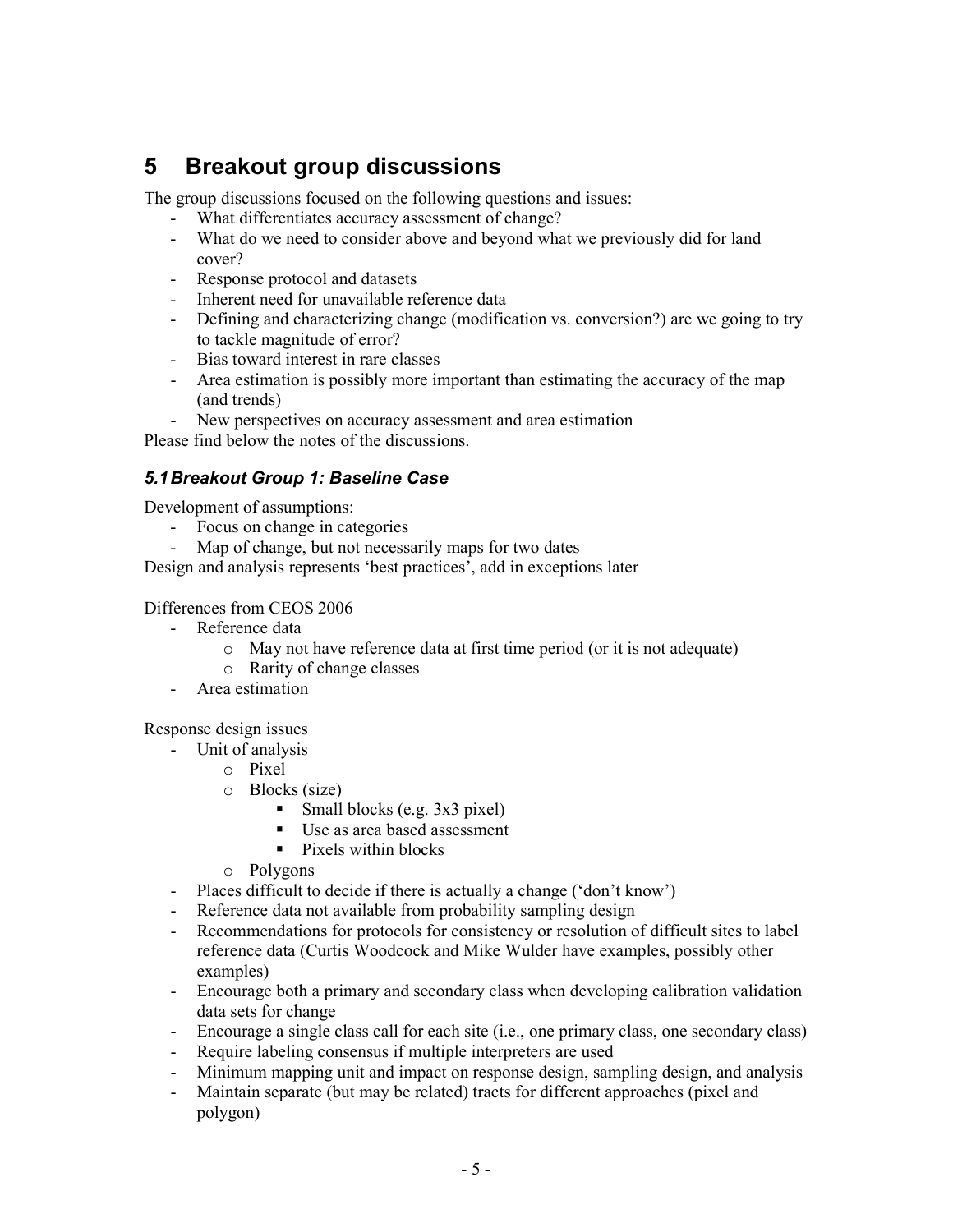# 5 Breakout group discussions

The group discussions focused on the following questions and issues:

- What differentiates accuracy assessment of change?
- What do we need to consider above and beyond what we previously did for land cover?
- Response protocol and datasets
- Inherent need for unavailable reference data
- Defining and characterizing change (modification vs. conversion?) are we going to try to tackle magnitude of error?
- Bias toward interest in rare classes
- Area estimation is possibly more important than estimating the accuracy of the map (and trends)
- New perspectives on accuracy assessment and area estimation

Please find below the notes of the discussions.

### *5.1 Breakout Group 1: Baseline Case*

Development of assumptions:

- Focus on change in categories
- Map of change, but not necessarily maps for two dates

Design and analysis represents 'best practices', add in exceptions later

Differences from CEOS 2006

- Reference data
    - May not have reference data at first time period (or it is not adequate)
    - Rarity of change classes
- Area estimation

Response design issues

- Unit of analysis
    - Pixel
    - Blocks (size)
        - Small blocks (e.g. 3x3 pixel)
        - Use as area based assessment
        - Pixels within blocks
    - Polygons
- Places difficult to decide if there is actually a change ('don't know')
- Reference data not available from probability sampling design
- Recommendations for protocols for consistency or resolution of difficult sites to label reference data (Curtis Woodcock and Mike Wulder have examples, possibly other examples)
- Encourage both a primary and secondary class when developing calibration validation data sets for change
- Encourage a single class call for each site (i.e., one primary class, one secondary class)
- Require labeling consensus if multiple interpreters are used
- Minimum mapping unit and impact on response design, sampling design, and analysis
- Maintain separate (but may be related) tracts for different approaches (pixel and polygon)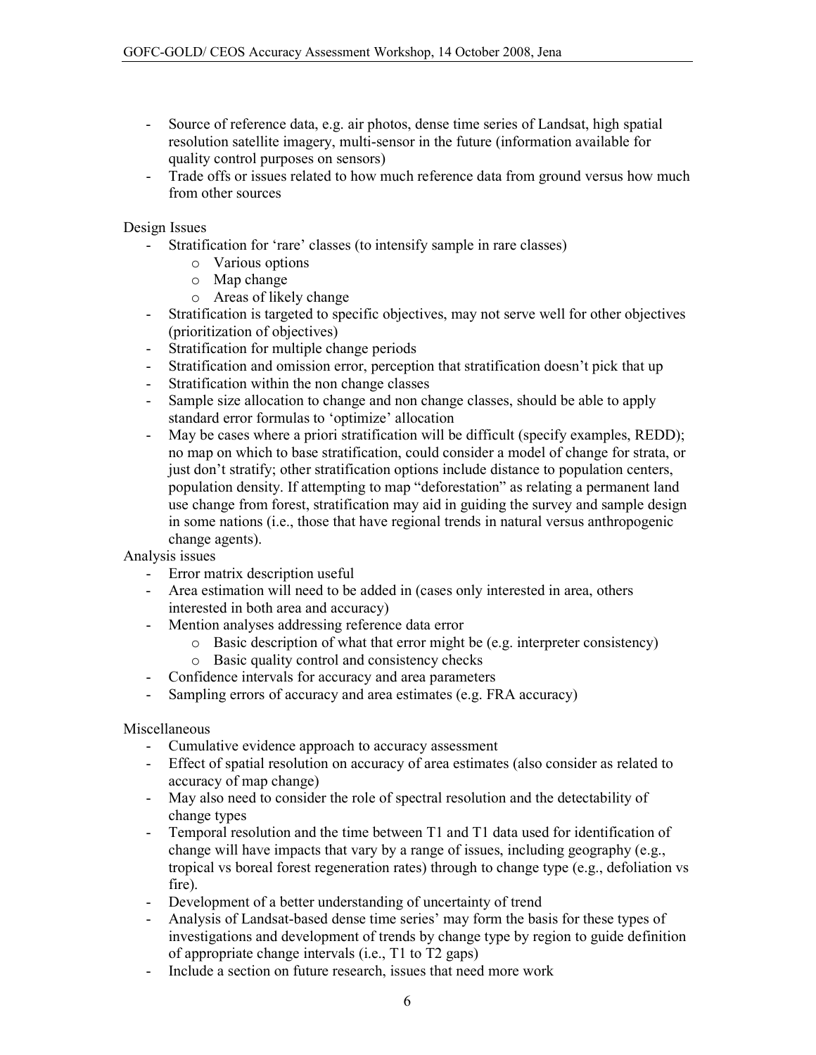- Source of reference data, e.g. air photos, dense time series of Landsat, high spatial resolution satellite imagery, multi-sensor in the future (information available for quality control purposes on sensors)
- Trade offs or issues related to how much reference data from ground versus how much from other sources

Design Issues

- Stratification for 'rare' classes (to intensify sample in rare classes)
  - Various options
  - Map change
  - Areas of likely change
- Stratification is targeted to specific objectives, may not serve well for other objectives (prioritization of objectives)
- Stratification for multiple change periods
- Stratification and omission error, perception that stratification doesn't pick that up
- Stratification within the non change classes
- Sample size allocation to change and non change classes, should be able to apply standard error formulas to 'optimize' allocation
- May be cases where a priori stratification will be difficult (specify examples, REDD); no map on which to base stratification, could consider a model of change for strata, or just don't stratify; other stratification options include distance to population centers, population density. If attempting to map "deforestation" as relating a permanent land use change from forest, stratification may aid in guiding the survey and sample design in some nations (i.e., those that have regional trends in natural versus anthropogenic change agents).

Analysis issues

- Error matrix description useful
- Area estimation will need to be added in (cases only interested in area, others interested in both area and accuracy)
- Mention analyses addressing reference data error
  - Basic description of what that error might be (e.g. interpreter consistency)
  - Basic quality control and consistency checks
- Confidence intervals for accuracy and area parameters
- Sampling errors of accuracy and area estimates (e.g. FRA accuracy)

Miscellaneous

- Cumulative evidence approach to accuracy assessment
- Effect of spatial resolution on accuracy of area estimates (also consider as related to accuracy of map change)
- May also need to consider the role of spectral resolution and the detectability of change types
- Temporal resolution and the time between T1 and T1 data used for identification of change will have impacts that vary by a range of issues, including geography (e.g., tropical vs boreal forest regeneration rates) through to change type (e.g., defoliation vs fire).
- Development of a better understanding of uncertainty of trend
- Analysis of Landsat-based dense time series' may form the basis for these types of investigations and development of trends by change type by region to guide definition of appropriate change intervals (i.e., T1 to T2 gaps)
- Include a section on future research, issues that need more work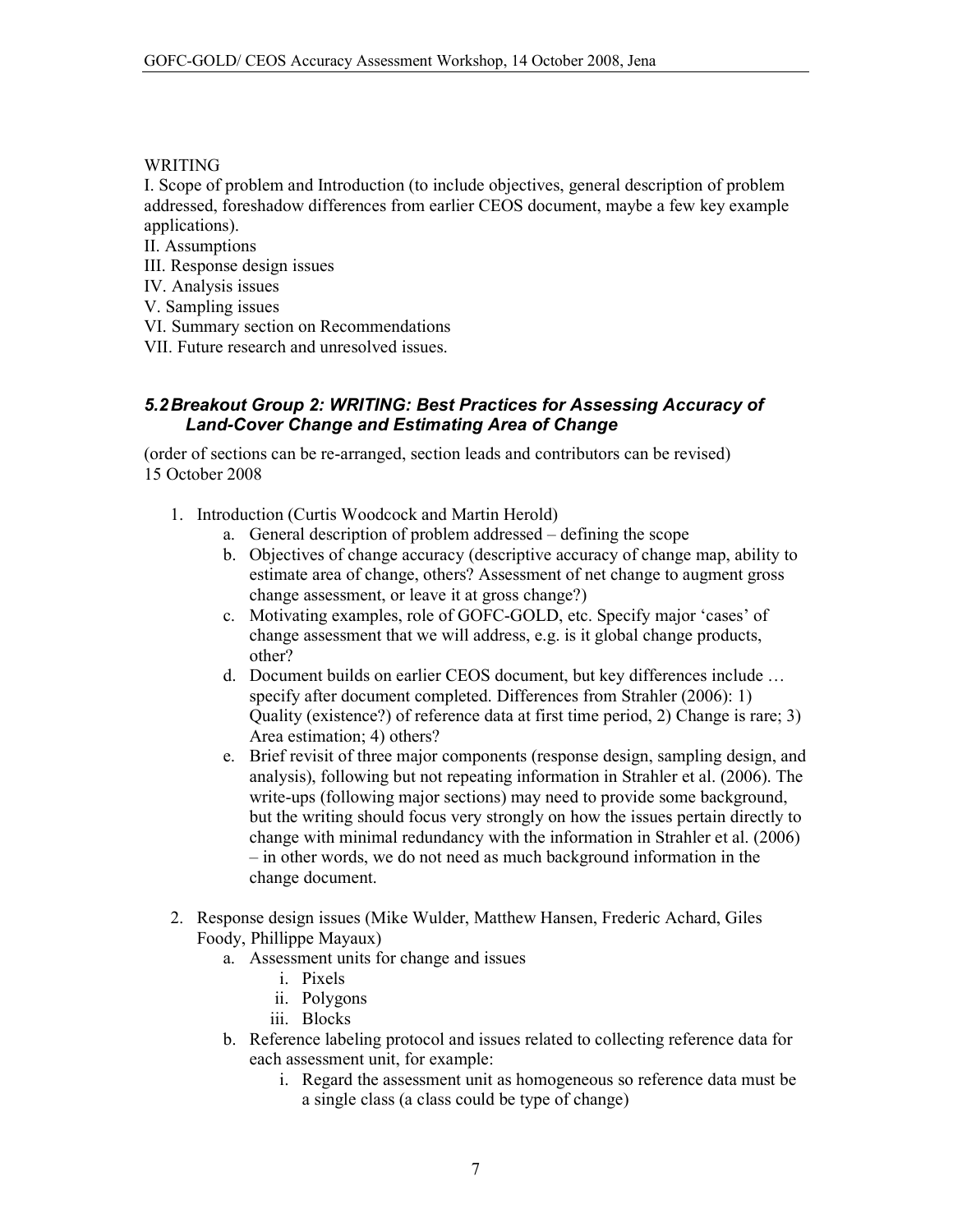WRITING

I. Scope of problem and Introduction (to include objectives, general description of problem addressed, foreshadow differences from earlier CEOS document, maybe a few key example applications).

II. Assumptions

III. Response design issues

IV. Analysis issues

V. Sampling issues

VI. Summary section on Recommendations

VII. Future research and unresolved issues.

### *5.2 Breakout Group 2: WRITING: Best Practices for Assessing Accuracy of Land-Cover Change and Estimating Area of Change*

(order of sections can be re-arranged, section leads and contributors can be revised)
15 October 2008

1. Introduction (Curtis Woodcock and Martin Herold)
   a. General description of problem addressed – defining the scope
   b. Objectives of change accuracy (descriptive accuracy of change map, ability to estimate area of change, others? Assessment of net change to augment gross change assessment, or leave it at gross change?)
   c. Motivating examples, role of GOFC-GOLD, etc. Specify major 'cases' of change assessment that we will address, e.g. is it global change products, other?
   d. Document builds on earlier CEOS document, but key differences include … specify after document completed. Differences from Strahler (2006): 1) Quality (existence?) of reference data at first time period, 2) Change is rare; 3) Area estimation; 4) others?
   e. Brief revisit of three major components (response design, sampling design, and analysis), following but not repeating information in Strahler et al. (2006). The write-ups (following major sections) may need to provide some background, but the writing should focus very strongly on how the issues pertain directly to change with minimal redundancy with the information in Strahler et al. (2006) – in other words, we do not need as much background information in the change document.

2. Response design issues (Mike Wulder, Matthew Hansen, Frederic Achard, Giles Foody, Phillippe Mayaux)
   a. Assessment units for change and issues
      i. Pixels
      ii. Polygons
      iii. Blocks
   b. Reference labeling protocol and issues related to collecting reference data for each assessment unit, for example:
      i. Regard the assessment unit as homogeneous so reference data must be a single class (a class could be type of change)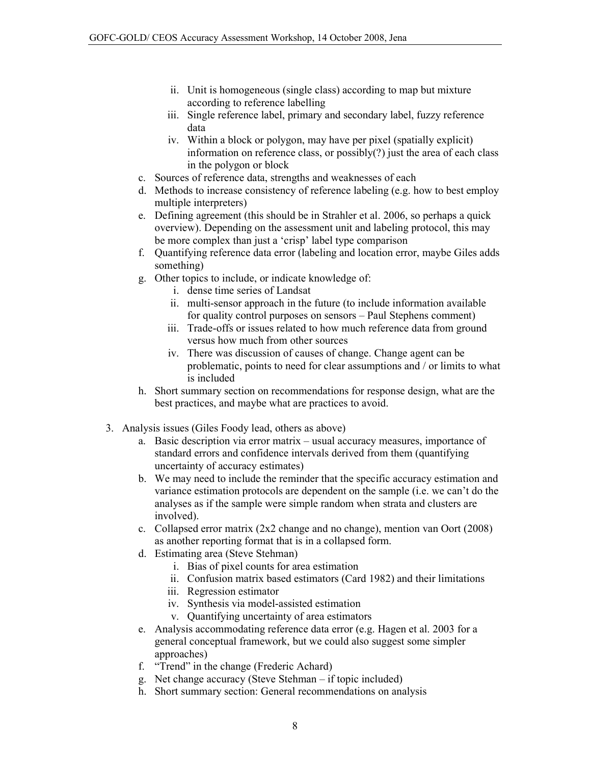ii. Unit is homogeneous (single class) according to map but mixture according to reference labelling
   iii. Single reference label, primary and secondary label, fuzzy reference data
   iv. Within a block or polygon, may have per pixel (spatially explicit) information on reference class, or possibly(?) just the area of each class in the polygon or block

c. Sources of reference data, strengths and weaknesses of each
d. Methods to increase consistency of reference labeling (e.g. how to best employ multiple interpreters)
e. Defining agreement (this should be in Strahler et al. 2006, so perhaps a quick overview). Depending on the assessment unit and labeling protocol, this may be more complex than just a 'crisp' label type comparison
f. Quantifying reference data error (labeling and location error, maybe Giles adds something)
g. Other topics to include, or indicate knowledge of:
   i. dense time series of Landsat
   ii. multi-sensor approach in the future (to include information available for quality control purposes on sensors – Paul Stephens comment)
   iii. Trade-offs or issues related to how much reference data from ground versus how much from other sources
   iv. There was discussion of causes of change. Change agent can be problematic, points to need for clear assumptions and / or limits to what is included
h. Short summary section on recommendations for response design, what are the best practices, and maybe what are practices to avoid.

3. Analysis issues (Giles Foody lead, others as above)
   a. Basic description via error matrix – usual accuracy measures, importance of standard errors and confidence intervals derived from them (quantifying uncertainty of accuracy estimates)
   b. We may need to include the reminder that the specific accuracy estimation and variance estimation protocols are dependent on the sample (i.e. we can't do the analyses as if the sample were simple random when strata and clusters are involved).
   c. Collapsed error matrix (2x2 change and no change), mention van Oort (2008) as another reporting format that is in a collapsed form.
   d. Estimating area (Steve Stehman)
      i. Bias of pixel counts for area estimation
      ii. Confusion matrix based estimators (Card 1982) and their limitations
      iii. Regression estimator
      iv. Synthesis via model-assisted estimation
      v. Quantifying uncertainty of area estimators
   e. Analysis accommodating reference data error (e.g. Hagen et al. 2003 for a general conceptual framework, but we could also suggest some simpler approaches)
   f. "Trend" in the change (Frederic Achard)
   g. Net change accuracy (Steve Stehman – if topic included)
   h. Short summary section: General recommendations on analysis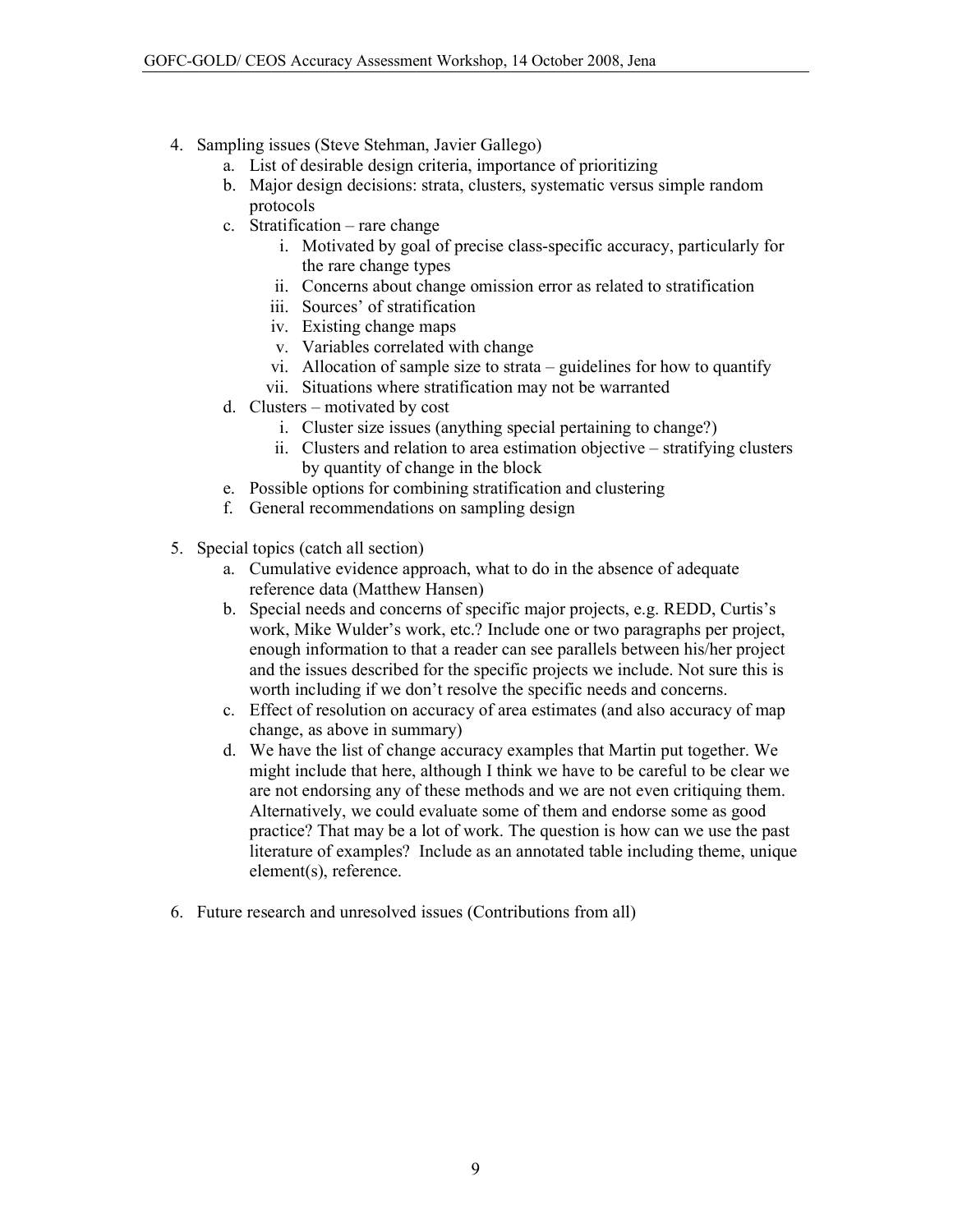4. Sampling issues (Steve Stehman, Javier Gallego)
   a. List of desirable design criteria, importance of prioritizing
   b. Major design decisions: strata, clusters, systematic versus simple random protocols
   c. Stratification – rare change
      i. Motivated by goal of precise class-specific accuracy, particularly for the rare change types
      ii. Concerns about change omission error as related to stratification
      iii. Sources' of stratification
      iv. Existing change maps
      v. Variables correlated with change
      vi. Allocation of sample size to strata – guidelines for how to quantify
      vii. Situations where stratification may not be warranted
   d. Clusters – motivated by cost
      i. Cluster size issues (anything special pertaining to change?)
      ii. Clusters and relation to area estimation objective – stratifying clusters by quantity of change in the block
   e. Possible options for combining stratification and clustering
   f. General recommendations on sampling design

5. Special topics (catch all section)
   a. Cumulative evidence approach, what to do in the absence of adequate reference data (Matthew Hansen)
   b. Special needs and concerns of specific major projects, e.g. REDD, Curtis's work, Mike Wulder's work, etc.? Include one or two paragraphs per project, enough information to that a reader can see parallels between his/her project and the issues described for the specific projects we include. Not sure this is worth including if we don't resolve the specific needs and concerns.
   c. Effect of resolution on accuracy of area estimates (and also accuracy of map change, as above in summary)
   d. We have the list of change accuracy examples that Martin put together. We might include that here, although I think we have to be careful to be clear we are not endorsing any of these methods and we are not even critiquing them. Alternatively, we could evaluate some of them and endorse some as good practice? That may be a lot of work. The question is how can we use the past literature of examples? Include as an annotated table including theme, unique element(s), reference.

6. Future research and unresolved issues (Contributions from all)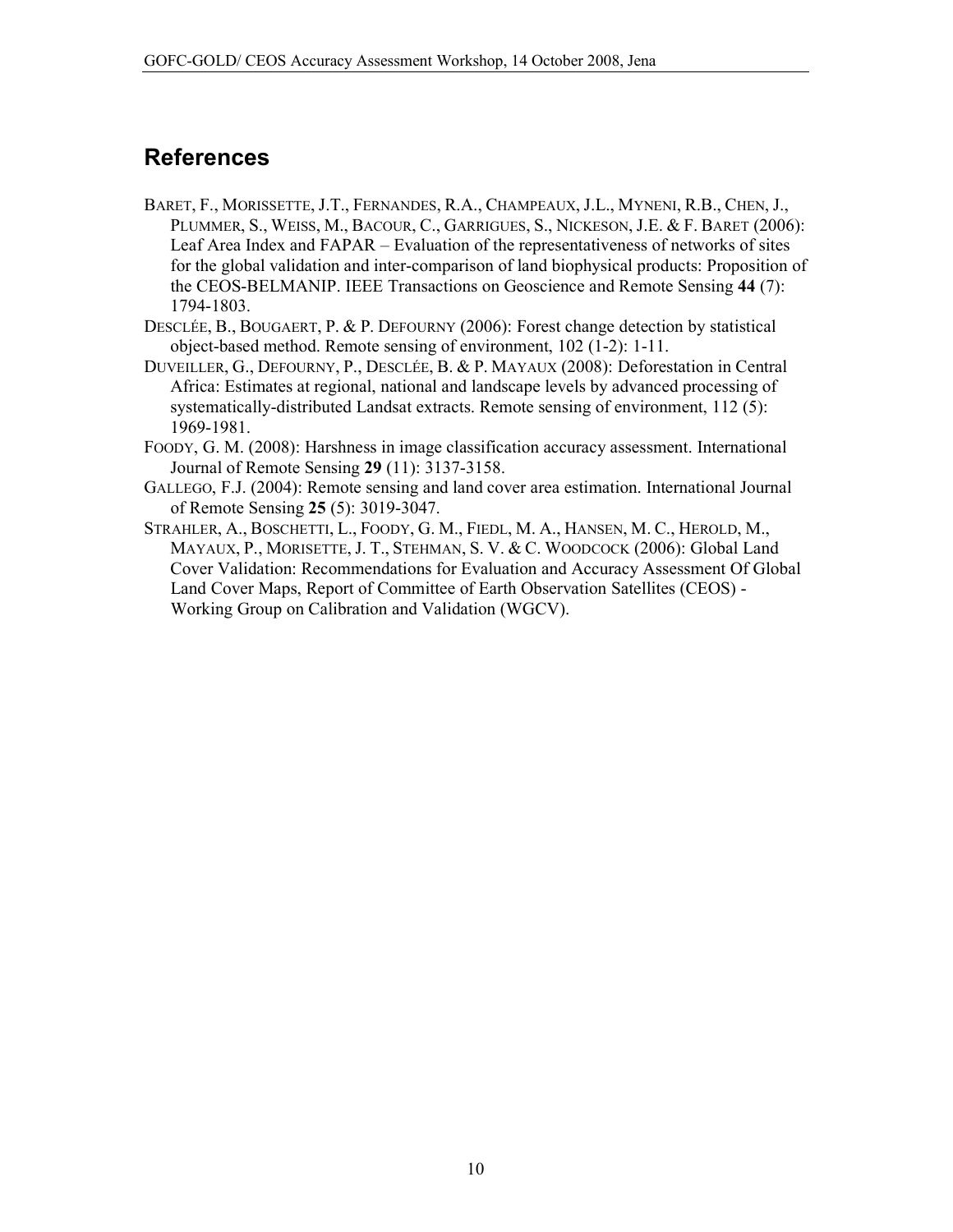## References

BARET, F., MORISSETTE, J.T., FERNANDES, R.A., CHAMPEAUX, J.L., MYNENI, R.B., CHEN, J., PLUMMER, S., WEISS, M., BACOUR, C., GARRIGUES, S., NICKESON, J.E. & F. BARET (2006): Leaf Area Index and FAPAR – Evaluation of the representativeness of networks of sites for the global validation and inter-comparison of land biophysical products: Proposition of the CEOS-BELMANIP. IEEE Transactions on Geoscience and Remote Sensing **44** (7): 1794-1803.

DESCLÉE, B., BOUGAERT, P. & P. DEFOURNY (2006): Forest change detection by statistical object-based method. Remote sensing of environment, 102 (1-2): 1-11.

DUVEILLER, G., DEFOURNY, P., DESCLÉE, B. & P. MAYAUX (2008): Deforestation in Central Africa: Estimates at regional, national and landscape levels by advanced processing of systematically-distributed Landsat extracts. Remote sensing of environment, 112 (5): 1969-1981.

FOODY, G. M. (2008): Harshness in image classification accuracy assessment. International Journal of Remote Sensing **29** (11): 3137-3158.

GALLEGO, F.J. (2004): Remote sensing and land cover area estimation. International Journal of Remote Sensing **25** (5): 3019-3047.

STRAHLER, A., BOSCHETTI, L., FOODY, G. M., FIEDL, M. A., HANSEN, M. C., HEROLD, M., MAYAUX, P., MORISETTE, J. T., STEHMAN, S. V. & C. WOODCOCK (2006): Global Land Cover Validation: Recommendations for Evaluation and Accuracy Assessment Of Global Land Cover Maps, Report of Committee of Earth Observation Satellites (CEOS) - Working Group on Calibration and Validation (WGCV).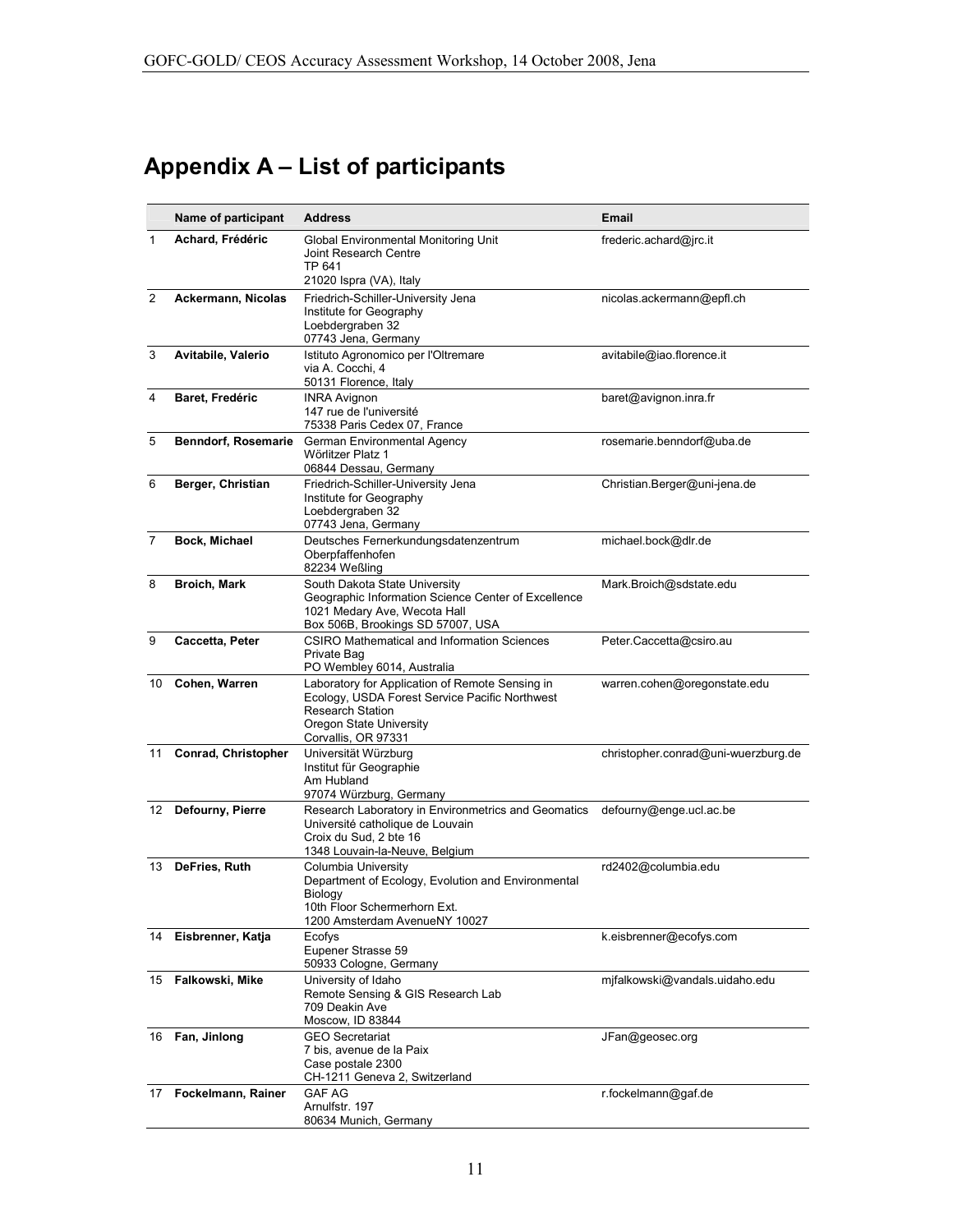# Appendix A – List of participants

| | Name of participant | Address | Email |
|---|---|---|---|
| 1 | **Achard, Frédéric** | Global Environmental Monitoring Unit<br>Joint Research Centre<br>TP 641<br>21020 Ispra (VA), Italy | frederic.achard@jrc.it |
| 2 | **Ackermann, Nicolas** | Friedrich-Schiller-University Jena<br>Institute for Geography<br>Loebdergraben 32<br>07743 Jena, Germany | nicolas.ackermann@epfl.ch |
| 3 | **Avitabile, Valerio** | Istituto Agronomico per l'Oltremare<br>via A. Cocchi, 4<br>50131 Florence, Italy | avitabile@iao.florence.it |
| 4 | **Baret, Fredéric** | INRA Avignon<br>147 rue de l'université<br>75338 Paris Cedex 07, France | baret@avignon.inra.fr |
| 5 | **Benndorf, Rosemarie** | German Environmental Agency<br>Wörlitzer Platz 1<br>06844 Dessau, Germany | rosemarie.benndorf@uba.de |
| 6 | **Berger, Christian** | Friedrich-Schiller-University Jena<br>Institute for Geography<br>Loebdergraben 32<br>07743 Jena, Germany | Christian.Berger@uni-jena.de |
| 7 | **Bock, Michael** | Deutsches Fernerkundungsdatenzentrum<br>Oberpfaffenhofen<br>82234 Weßling | michael.bock@dlr.de |
| 8 | **Broich, Mark** | South Dakota State University<br>Geographic Information Science Center of Excellence<br>1021 Medary Ave, Wecota Hall<br>Box 506B, Brookings SD 57007, USA | Mark.Broich@sdstate.edu |
| 9 | **Caccetta, Peter** | CSIRO Mathematical and Information Sciences<br>Private Bag<br>PO Wembley 6014, Australia | Peter.Caccetta@csiro.au |
| 10 | **Cohen, Warren** | Laboratory for Application of Remote Sensing in Ecology, USDA Forest Service Pacific Northwest Research Station<br>Oregon State University<br>Corvallis, OR 97331 | warren.cohen@oregonstate.edu |
| 11 | **Conrad, Christopher** | Universität Würzburg<br>Institut für Geographie<br>Am Hubland<br>97074 Würzburg, Germany | christopher.conrad@uni-wuerzburg.de |
| 12 | **Defourny, Pierre** | Research Laboratory in Environmetrics and Geomatics<br>Université catholique de Louvain<br>Croix du Sud, 2 bte 16<br>1348 Louvain-la-Neuve, Belgium | defourny@enge.ucl.ac.be |
| 13 | **DeFries, Ruth** | Columbia University<br>Department of Ecology, Evolution and Environmental Biology<br>10th Floor Schermerhorn Ext.<br>1200 Amsterdam AvenueNY 10027 | rd2402@columbia.edu |
| 14 | **Eisbrenner, Katja** | Ecofys<br>Eupener Strasse 59<br>50933 Cologne, Germany | k.eisbrenner@ecofys.com |
| 15 | **Falkowski, Mike** | University of Idaho<br>Remote Sensing & GIS Research Lab<br>709 Deakin Ave<br>Moscow, ID 83844 | mjfalkowski@vandals.uidaho.edu |
| 16 | **Fan, Jinlong** | GEO Secretariat<br>7 bis, avenue de la Paix<br>Case postale 2300<br>CH-1211 Geneva 2, Switzerland | JFan@geosec.org |
| 17 | **Fockelmann, Rainer** | GAF AG<br>Arnulfstr. 197<br>80634 Munich, Germany | r.fockelmann@gaf.de |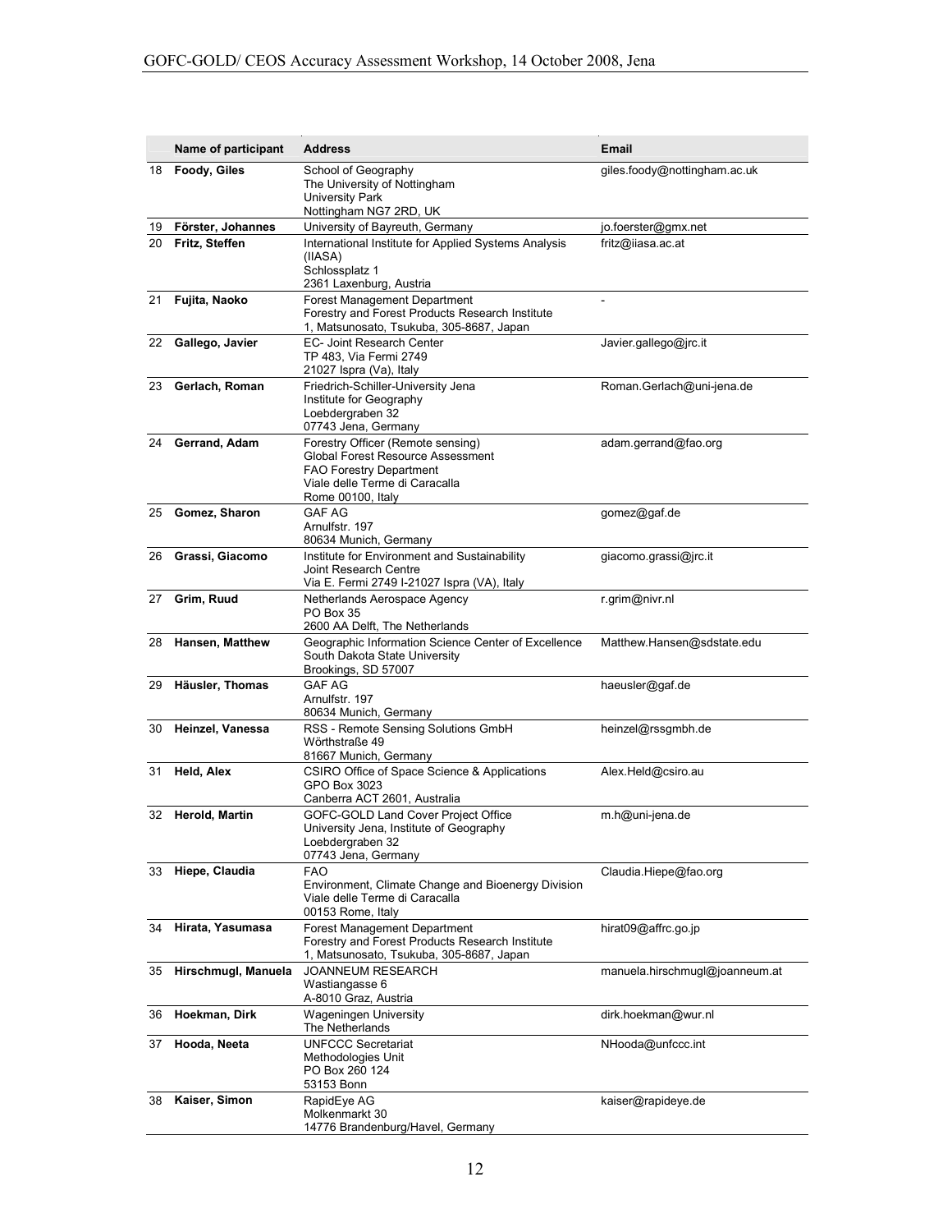| | Name of participant | Address | Email |
|---|---|---|---|
| 18 | **Foody, Giles** | School of Geography<br>The University of Nottingham<br>University Park<br>Nottingham NG7 2RD, UK | giles.foody@nottingham.ac.uk |
| 19 | **Förster, Johannes** | University of Bayreuth, Germany | jo.foerster@gmx.net |
| 20 | **Fritz, Steffen** | International Institute for Applied Systems Analysis (IIASA)<br>Schlossplatz 1<br>2361 Laxenburg, Austria | fritz@iiasa.ac.at |
| 21 | **Fujita, Naoko** | Forest Management Department<br>Forestry and Forest Products Research Institute<br>1, Matsunosato, Tsukuba, 305-8687, Japan | - |
| 22 | **Gallego, Javier** | EC- Joint Research Center<br>TP 483, Via Fermi 2749<br>21027 Ispra (Va), Italy | Javier.gallego@jrc.it |
| 23 | **Gerlach, Roman** | Friedrich-Schiller-University Jena<br>Institute for Geography<br>Loebdergraben 32<br>07743 Jena, Germany | Roman.Gerlach@uni-jena.de |
| 24 | **Gerrand, Adam** | Forestry Officer (Remote sensing)<br>Global Forest Resource Assessment<br>FAO Forestry Department<br>Viale delle Terme di Caracalla<br>Rome 00100, Italy | adam.gerrand@fao.org |
| 25 | **Gomez, Sharon** | GAF AG<br>Arnulfstr. 197<br>80634 Munich, Germany | gomez@gaf.de |
| 26 | **Grassi, Giacomo** | Institute for Environment and Sustainability<br>Joint Research Centre<br>Via E. Fermi 2749 I-21027 Ispra (VA), Italy | giacomo.grassi@jrc.it |
| 27 | **Grim, Ruud** | Netherlands Aerospace Agency<br>PO Box 35<br>2600 AA Delft, The Netherlands | r.grim@nivr.nl |
| 28 | **Hansen, Matthew** | Geographic Information Science Center of Excellence<br>South Dakota State University<br>Brookings, SD 57007 | Matthew.Hansen@sdstate.edu |
| 29 | **Häusler, Thomas** | GAF AG<br>Arnulfstr. 197<br>80634 Munich, Germany | haeusler@gaf.de |
| 30 | **Heinzel, Vanessa** | RSS - Remote Sensing Solutions GmbH<br>Wörthstraße 49<br>81667 Munich, Germany | heinzel@rssgmbh.de |
| 31 | **Held, Alex** | CSIRO Office of Space Science & Applications<br>GPO Box 3023<br>Canberra ACT 2601, Australia | Alex.Held@csiro.au |
| 32 | **Herold, Martin** | GOFC-GOLD Land Cover Project Office<br>University Jena, Institute of Geography<br>Loebdergraben 32<br>07743 Jena, Germany | m.h@uni-jena.de |
| 33 | **Hiepe, Claudia** | FAO<br>Environment, Climate Change and Bioenergy Division<br>Viale delle Terme di Caracalla<br>00153 Rome, Italy | Claudia.Hiepe@fao.org |
| 34 | **Hirata, Yasumasa** | Forest Management Department<br>Forestry and Forest Products Research Institute<br>1, Matsunosato, Tsukuba, 305-8687, Japan | hirat09@affrc.go.jp |
| 35 | **Hirschmugl, Manuela** | JOANNEUM RESEARCH<br>Wastiangasse 6<br>A-8010 Graz, Austria | manuela.hirschmugl@joanneum.at |
| 36 | **Hoekman, Dirk** | Wageningen University<br>The Netherlands | dirk.hoekman@wur.nl |
| 37 | **Hooda, Neeta** | UNFCCC Secretariat<br>Methodologies Unit<br>PO Box 260 124<br>53153 Bonn | NHooda@unfccc.int |
| 38 | **Kaiser, Simon** | RapidEye AG<br>Molkenmarkt 30<br>14776 Brandenburg/Havel, Germany | kaiser@rapideye.de |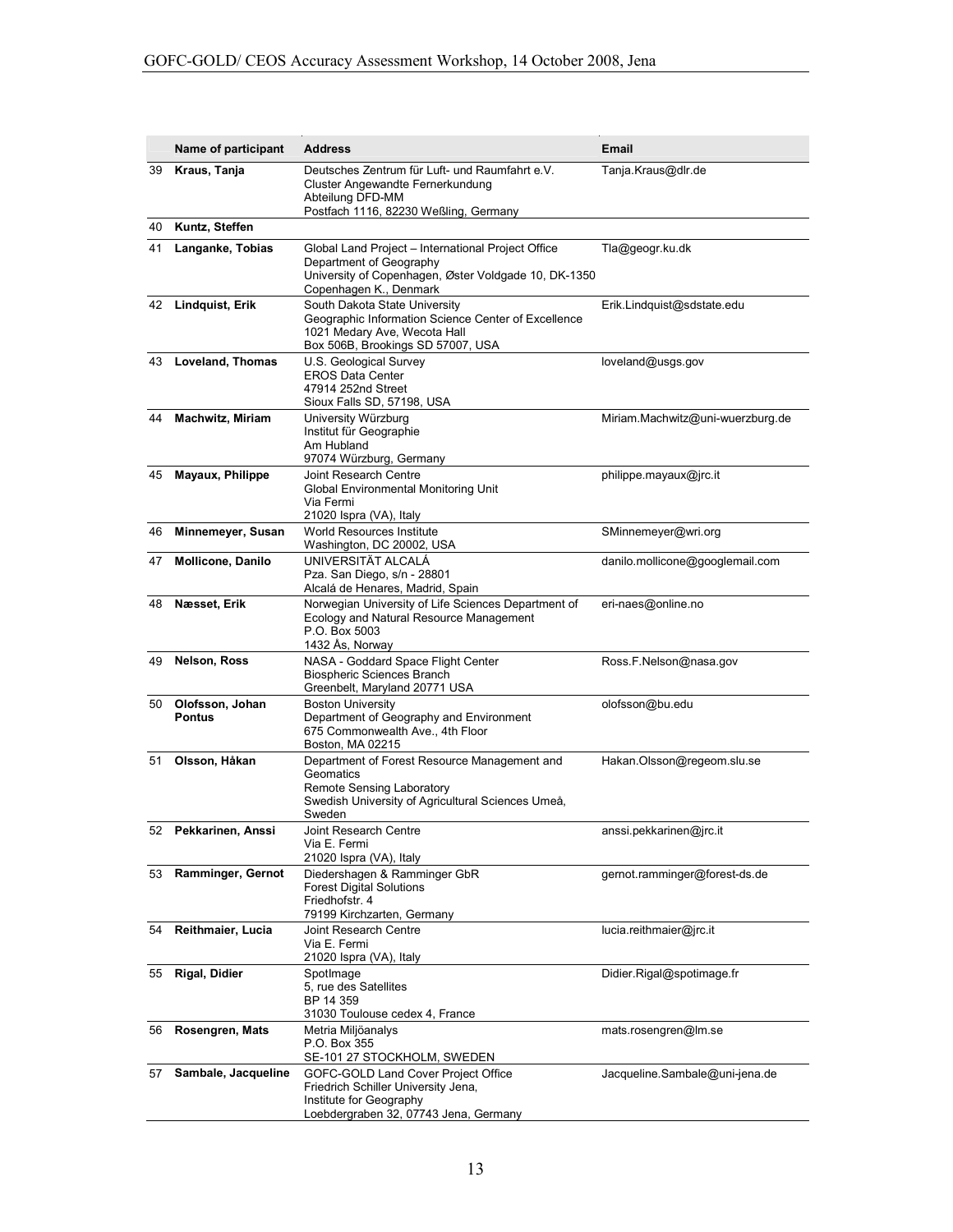|  | Name of participant | Address | Email |
|---|---|---|---|
| 39 | **Kraus, Tanja** | Deutsches Zentrum für Luft- und Raumfahrt e.V.<br>Cluster Angewandte Fernerkundung<br>Abteilung DFD-MM<br>Postfach 1116, 82230 Weßling, Germany | Tanja.Kraus@dlr.de |
| 40 | **Kuntz, Steffen** |  |  |
| 41 | **Langanke, Tobias** | Global Land Project – International Project Office<br>Department of Geography<br>University of Copenhagen, Øster Voldgade 10, DK-1350 Copenhagen K., Denmark | Tla@geogr.ku.dk |
| 42 | **Lindquist, Erik** | South Dakota State University<br>Geographic Information Science Center of Excellence<br>1021 Medary Ave, Wecota Hall<br>Box 506B, Brookings SD 57007, USA | Erik.Lindquist@sdstate.edu |
| 43 | **Loveland, Thomas** | U.S. Geological Survey<br>EROS Data Center<br>47914 252nd Street<br>Sioux Falls SD, 57198, USA | loveland@usgs.gov |
| 44 | **Machwitz, Miriam** | University Würzburg<br>Institut für Geographie<br>Am Hubland<br>97074 Würzburg, Germany | Miriam.Machwitz@uni-wuerzburg.de |
| 45 | **Mayaux, Philippe** | Joint Research Centre<br>Global Environmental Monitoring Unit<br>Via Fermi<br>21020 Ispra (VA), Italy | philippe.mayaux@jrc.it |
| 46 | **Minnemeyer, Susan** | World Resources Institute<br>Washington, DC 20002, USA | SMinnemeyer@wri.org |
| 47 | **Mollicone, Danilo** | UNIVERSITÄT ALCALÁ<br>Pza. San Diego, s/n - 28801<br>Alcalá de Henares, Madrid, Spain | danilo.mollicone@googlemail.com |
| 48 | **Næsset, Erik** | Norwegian University of Life Sciences Department of Ecology and Natural Resource Management<br>P.O. Box 5003<br>1432 Ås, Norway | eri-naes@online.no |
| 49 | **Nelson, Ross** | NASA - Goddard Space Flight Center<br>Biospheric Sciences Branch<br>Greenbelt, Maryland 20771 USA | Ross.F.Nelson@nasa.gov |
| 50 | **Olofsson, Johan Pontus** | Boston University<br>Department of Geography and Environment<br>675 Commonwealth Ave., 4th Floor<br>Boston, MA 02215 | olofsson@bu.edu |
| 51 | **Olsson, Håkan** | Department of Forest Resource Management and Geomatics<br>Remote Sensing Laboratory<br>Swedish University of Agricultural Sciences Umeå, Sweden | Hakan.Olsson@regeom.slu.se |
| 52 | **Pekkarinen, Anssi** | Joint Research Centre<br>Via E. Fermi<br>21020 Ispra (VA), Italy | anssi.pekkarinen@jrc.it |
| 53 | **Ramminger, Gernot** | Diedershagen & Ramminger GbR<br>Forest Digital Solutions<br>Friedhofstr. 4<br>79199 Kirchzarten, Germany | gernot.ramminger@forest-ds.de |
| 54 | **Reithmaier, Lucia** | Joint Research Centre<br>Via E. Fermi<br>21020 Ispra (VA), Italy | lucia.reithmaier@jrc.it |
| 55 | **Rigal, Didier** | SpotImage<br>5, rue des Satellites<br>BP 14 359<br>31030 Toulouse cedex 4, France | Didier.Rigal@spotimage.fr |
| 56 | **Rosengren, Mats** | Metria Miljöanalys<br>P.O. Box 355<br>SE-101 27 STOCKHOLM, SWEDEN | mats.rosengren@lm.se |
| 57 | **Sambale, Jacqueline** | GOFC-GOLD Land Cover Project Office<br>Friedrich Schiller University Jena,<br>Institute for Geography<br>Loebdergraben 32, 07743 Jena, Germany | Jacqueline.Sambale@uni-jena.de |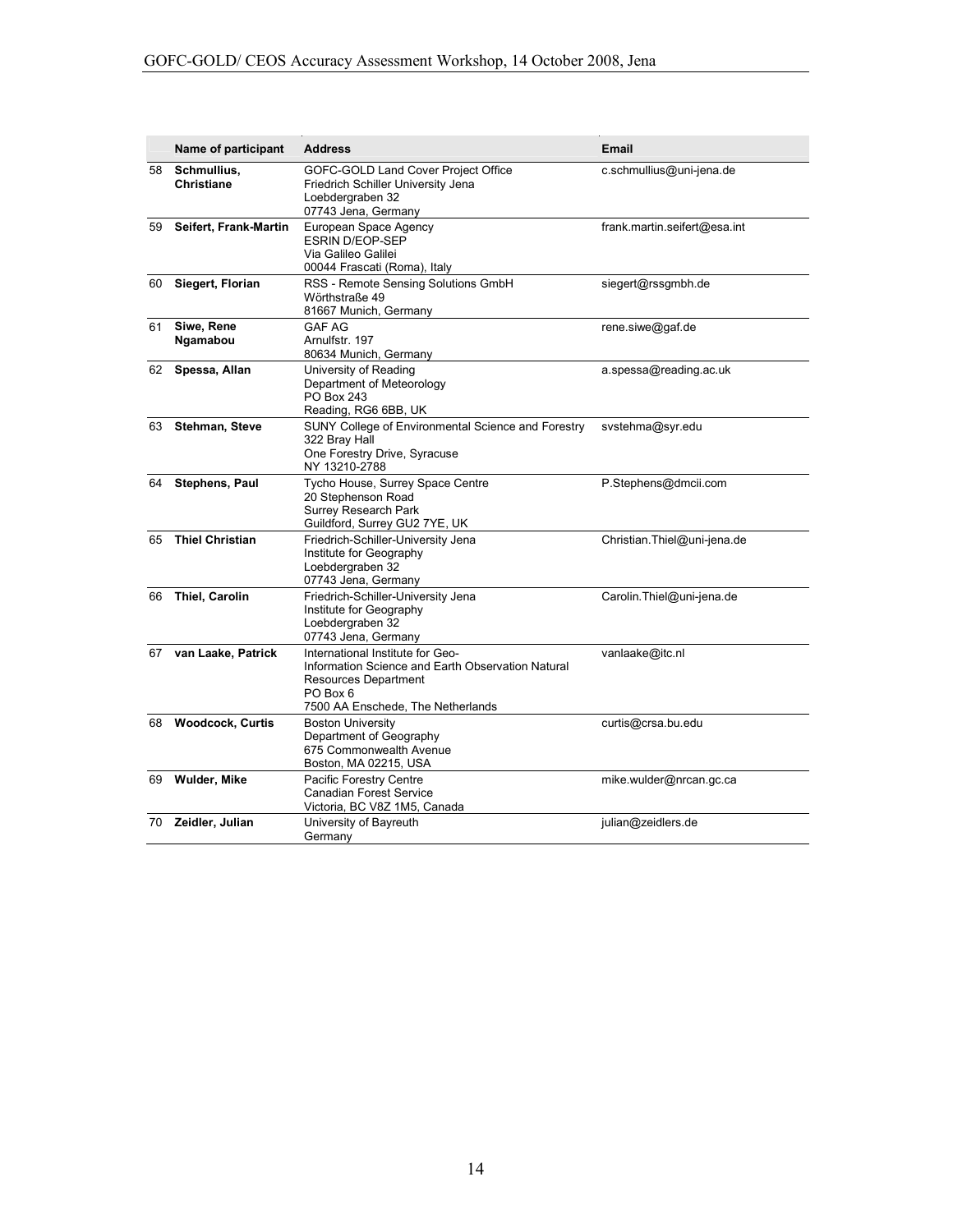| | Name of participant | Address | Email |
|---|---|---|---|
| 58 | **Schmullius, Christiane** | GOFC-GOLD Land Cover Project Office<br>Friedrich Schiller University Jena<br>Loebdergraben 32<br>07743 Jena, Germany | c.schmullius@uni-jena.de |
| 59 | **Seifert, Frank-Martin** | European Space Agency<br>ESRIN D/EOP-SEP<br>Via Galileo Galilei<br>00044 Frascati (Roma), Italy | frank.martin.seifert@esa.int |
| 60 | **Siegert, Florian** | RSS - Remote Sensing Solutions GmbH<br>Wörthstraße 49<br>81667 Munich, Germany | siegert@rssgmbh.de |
| 61 | **Siwe, Rene Ngamabou** | GAF AG<br>Arnulfstr. 197<br>80634 Munich, Germany | rene.siwe@gaf.de |
| 62 | **Spessa, Allan** | University of Reading<br>Department of Meteorology<br>PO Box 243<br>Reading, RG6 6BB, UK | a.spessa@reading.ac.uk |
| 63 | **Stehman, Steve** | SUNY College of Environmental Science and Forestry<br>322 Bray Hall<br>One Forestry Drive, Syracuse<br>NY 13210-2788 | svstehma@syr.edu |
| 64 | **Stephens, Paul** | Tycho House, Surrey Space Centre<br>20 Stephenson Road<br>Surrey Research Park<br>Guildford, Surrey GU2 7YE, UK | P.Stephens@dmcii.com |
| 65 | **Thiel Christian** | Friedrich-Schiller-University Jena<br>Institute for Geography<br>Loebdergraben 32<br>07743 Jena, Germany | Christian.Thiel@uni-jena.de |
| 66 | **Thiel, Carolin** | Friedrich-Schiller-University Jena<br>Institute for Geography<br>Loebdergraben 32<br>07743 Jena, Germany | Carolin.Thiel@uni-jena.de |
| 67 | **van Laake, Patrick** | International Institute for Geo-Information Science and Earth Observation Natural Resources Department<br>PO Box 6<br>7500 AA Enschede, The Netherlands | vanlaake@itc.nl |
| 68 | **Woodcock, Curtis** | Boston University<br>Department of Geography<br>675 Commonwealth Avenue<br>Boston, MA 02215, USA | curtis@crsa.bu.edu |
| 69 | **Wulder, Mike** | Pacific Forestry Centre<br>Canadian Forest Service<br>Victoria, BC V8Z 1M5, Canada | mike.wulder@nrcan.gc.ca |
| 70 | **Zeidler, Julian** | University of Bayreuth<br>Germany | julian@zeidlers.de |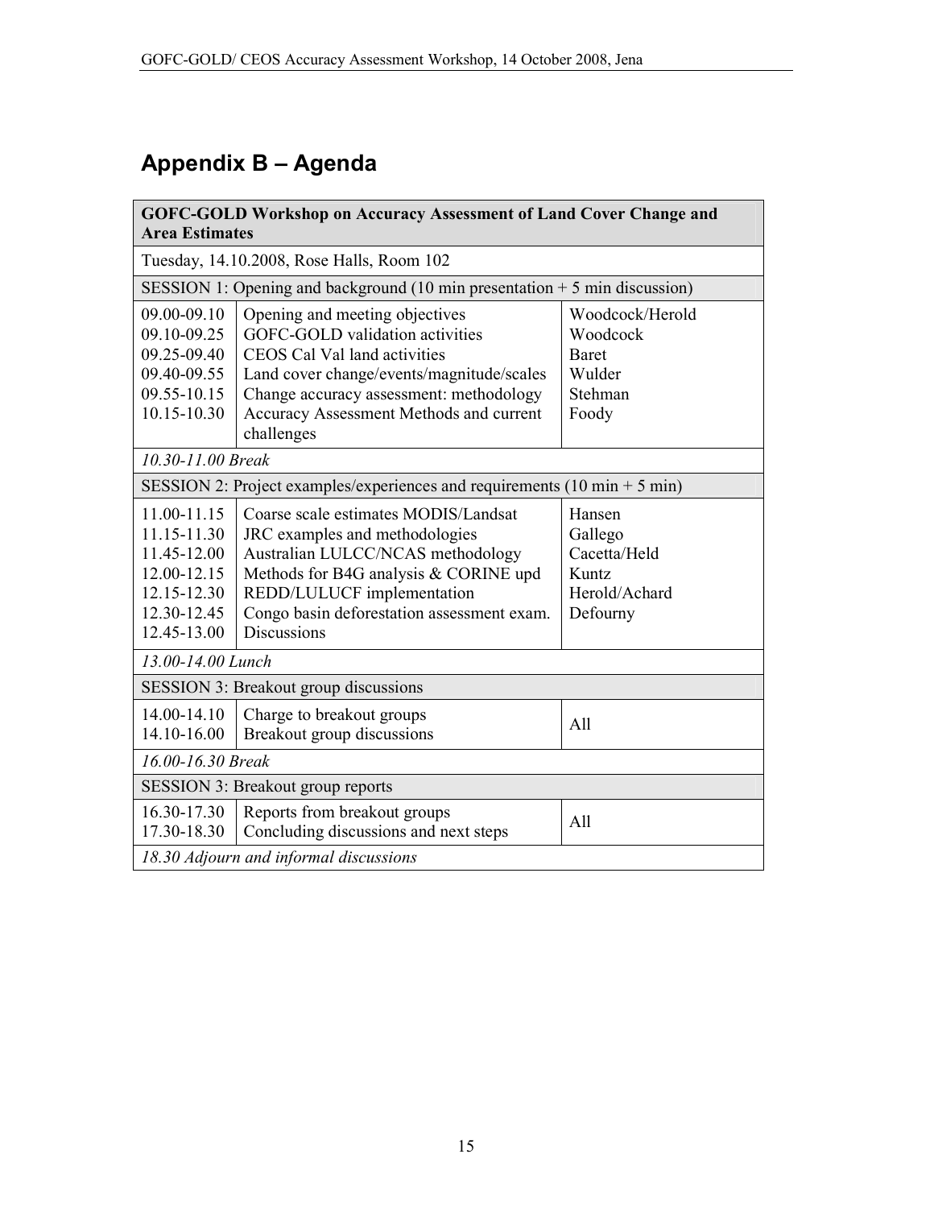# Appendix B – Agenda

| GOFC-GOLD Workshop on Accuracy Assessment of Land Cover Change and Area Estimates | | |
|---|---|---|
| Tuesday, 14.10.2008, Rose Halls, Room 102 | | |
| SESSION 1: Opening and background (10 min presentation + 5 min discussion) | | |
| 09.00-09.10 | Opening and meeting objectives | Woodcock/Herold |
| 09.10-09.25 | GOFC-GOLD validation activities | Woodcock |
| 09.25-09.40 | CEOS Cal Val land activities | Baret |
| 09.40-09.55 | Land cover change/events/magnitude/scales | Wulder |
| 09.55-10.15 | Change accuracy assessment: methodology | Stehman |
| 10.15-10.30 | Accuracy Assessment Methods and current challenges | Foody |
| *10.30-11.00 Break* | | |
| SESSION 2: Project examples/experiences and requirements (10 min + 5 min) | | |
| 11.00-11.15 | Coarse scale estimates MODIS/Landsat | Hansen |
| 11.15-11.30 | JRC examples and methodologies | Gallego |
| 11.45-12.00 | Australian LULCC/NCAS methodology | Cacetta/Held |
| 12.00-12.15 | Methods for B4G analysis & CORINE upd | Kuntz |
| 12.15-12.30 | REDD/LULUCF implementation | Herold/Achard |
| 12.30-12.45 | Congo basin deforestation assessment exam. | Defourny |
| 12.45-13.00 | Discussions | |
| *13.00-14.00 Lunch* | | |
| SESSION 3: Breakout group discussions | | |
| 14.00-14.10 | Charge to breakout groups | All |
| 14.10-16.00 | Breakout group discussions | All |
| *16.00-16.30 Break* | | |
| SESSION 3: Breakout group reports | | |
| 16.30-17.30 | Reports from breakout groups | All |
| 17.30-18.30 | Concluding discussions and next steps | All |
| *18.30 Adjourn and informal discussions* | | |